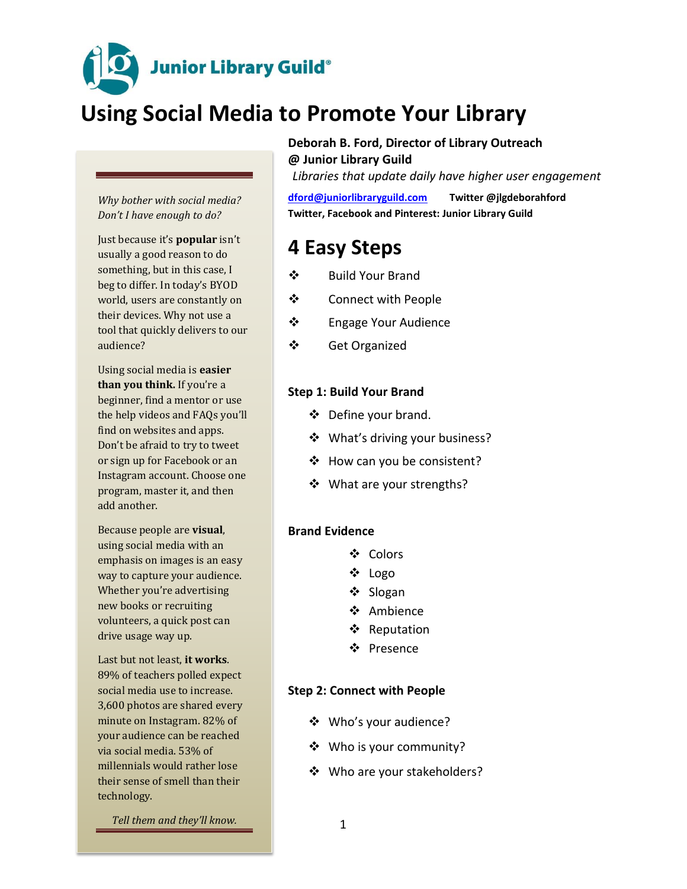Junior Library Guild®

# Using Social Media to Promote Your Library

**Deborah B. Ford, Director of Library Outreach @ Junior Library Guild**

*Libraries that update daily have higher user engagement*

dford@juniorlibraryguild.com **Twitter @jlgdeborahford**

**Twitter, Facebook and Pinterest: Junior Library Guild**

*Why bother with social media? Don't I have enough to do?*

Just because it's **popular** isn't usually a good reason to do something, but in this case, I beg to differ. In today's BYOD world, users are constantly on their devices. Why not use a tool that quickly delivers to our audience?

Using social media is **easier than you think.** If you're a beginner, find a mentor or use the help videos and FAQs you'll find on websites and apps. Don't be afraid to try to tweet or sign up for Facebook or an Instagram account. Choose one program, master it, and then add another.

Because people are **visual**, using social media with an emphasis on images is an easy way to capture your audience. Whether you're advertising new books or recruiting volunteers, a quick post can drive usage way up.

Last but not least, **it works**. 89% of teachers polled expect social media use to increase. 3,600 photos are shared every minute on Instagram. 82% of your audience can be reached via social media. 53% of millennials would rather lose their sense of smell than their technology.

*Tell them and they'll know.*

## 4 Easy Steps

- Build Your Brand
- Connect with People
- Engage Your Audience
- Get Organized

### Step 1: Build Your Brand

- Define your brand.
- What's driving your business?
- How can you be consistent?
- What are your strengths?

### Brand Evidence

- Colors
- Logo
- Slogan
- Ambience
- Reputation
- Presence

### Step 2: Connect with People

- Who's your audience?
- Who is your community?
- Who are your stakeholders?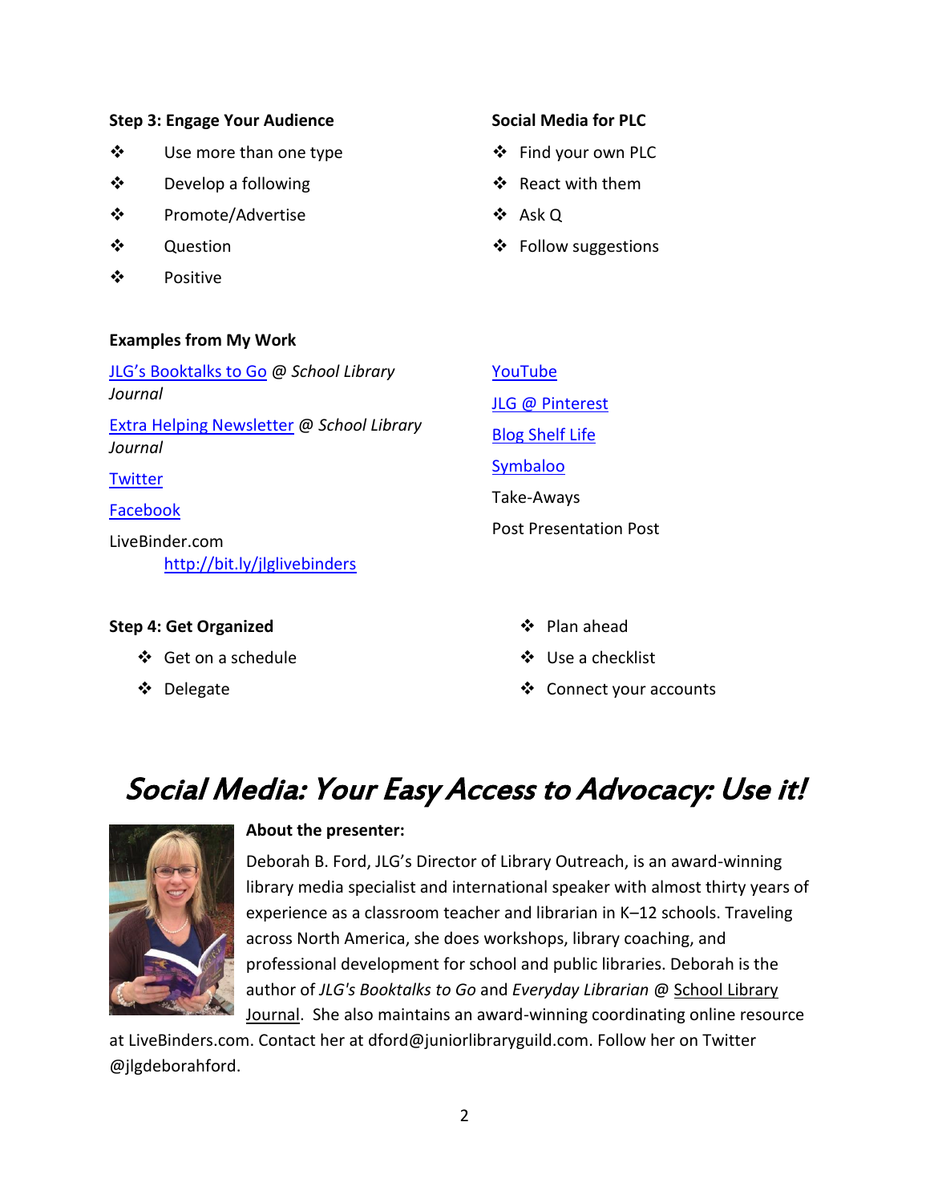**Step 3: Engage Your Audience**

- Use more than one type
- Develop a following
- Promote/Advertise
- Question
- Positive

**Social Media for PLC**

- Find your own PLC
- React with them
- Ask Q
- Follow suggestions

**Examples from My Work**

JLG's Booktalks to Go @ *School Library Journal*

Extra Helping Newsletter @ *School Library Journal*

Twitter

Facebook

LiveBinder.com
http://bit.ly/jlglivebinders

YouTube

JLG @ Pinterest

Blog Shelf Life

Symbaloo

Take-Aways

Post Presentation Post

**Step 4: Get Organized**

- Get on a schedule
- Delegate
- Plan ahead
- Use a checklist
- Connect your accounts

# *Social Media: Your Easy Access to Advocacy: Use it!*

**About the presenter:**

Deborah B. Ford, JLG's Director of Library Outreach, is an award-winning library media specialist and international speaker with almost thirty years of experience as a classroom teacher and librarian in K–12 schools. Traveling across North America, she does workshops, library coaching, and professional development for school and public libraries. Deborah is the author of *JLG's Booktalks to Go* and *Everyday Librarian* @ School Library Journal. She also maintains an award-winning coordinating online resource at LiveBinders.com. Contact her at dford@juniorlibraryguild.com. Follow her on Twitter @jlgdeborahford.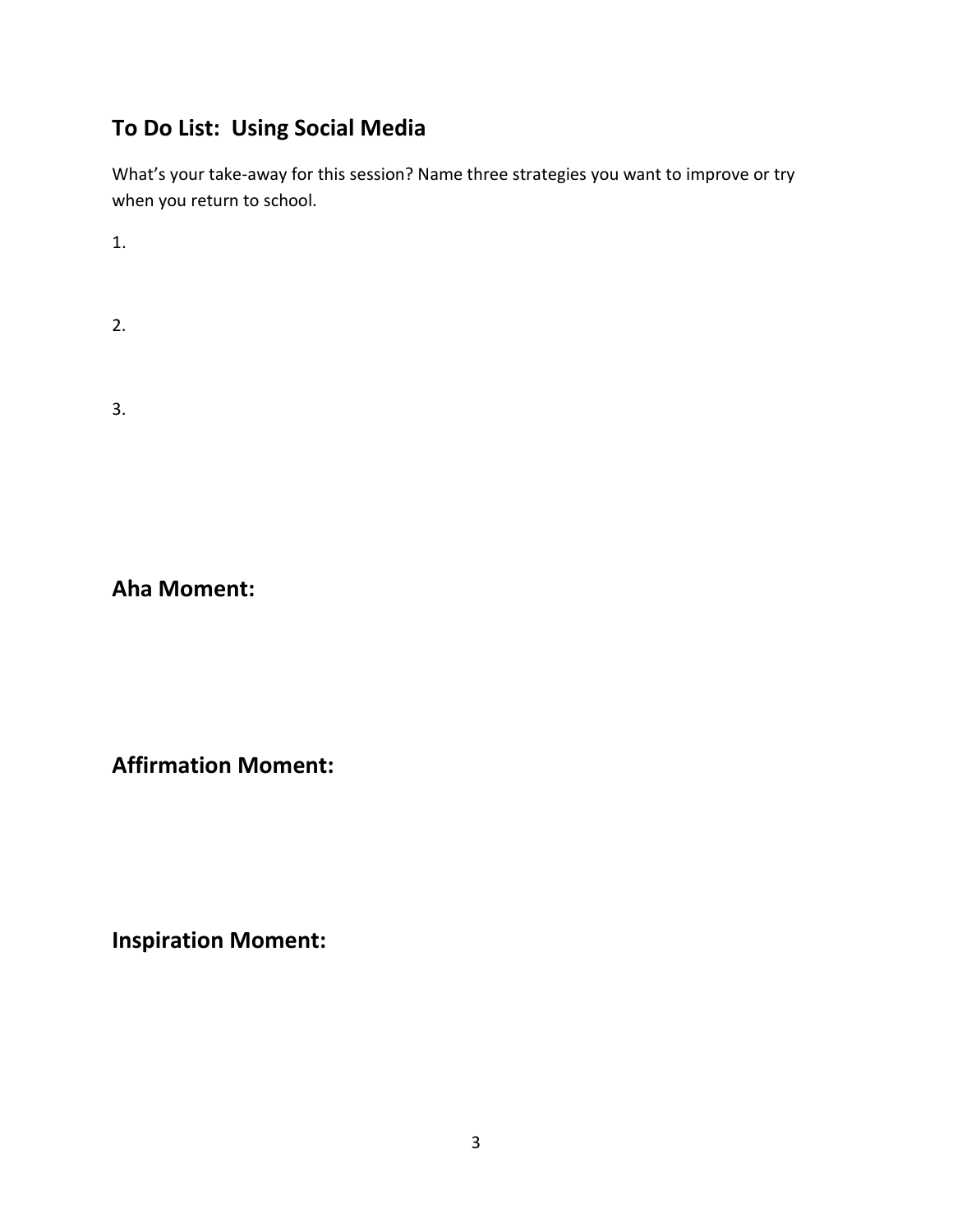## To Do List: Using Social Media

What's your take-away for this session? Name three strategies you want to improve or try when you return to school.

1.

2.

3.

## Aha Moment:

## Affirmation Moment:

## Inspiration Moment: